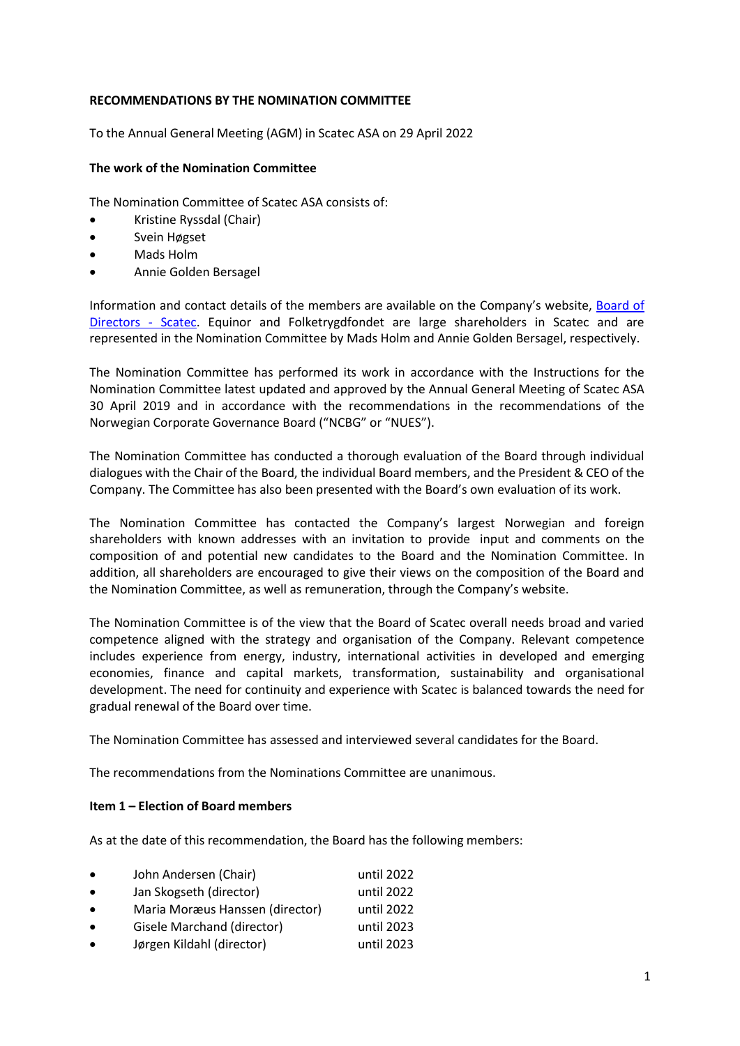**RECOMMENDATIONS BY THE NOMINATION COMMITTEE**

To the Annual General Meeting (AGM) in Scatec ASA on 29 April 2022

**The work of the Nomination Committee**

The Nomination Committee of Scatec ASA consists of:

- Kristine Ryssdal (Chair)
- Svein Høgset
- Mads Holm
- Annie Golden Bersagel

Information and contact details of the members are available on the Company's website, [Board of Directors - Scatec](). Equinor and Folketrygdfondet are large shareholders in Scatec and are represented in the Nomination Committee by Mads Holm and Annie Golden Bersagel, respectively.

The Nomination Committee has performed its work in accordance with the Instructions for the Nomination Committee latest updated and approved by the Annual General Meeting of Scatec ASA 30 April 2019 and in accordance with the recommendations in the recommendations of the Norwegian Corporate Governance Board ("NCBG" or "NUES").

The Nomination Committee has conducted a thorough evaluation of the Board through individual dialogues with the Chair of the Board, the individual Board members, and the President & CEO of the Company. The Committee has also been presented with the Board's own evaluation of its work.

The Nomination Committee has contacted the Company's largest Norwegian and foreign shareholders with known addresses with an invitation to provide input and comments on the composition of and potential new candidates to the Board and the Nomination Committee. In addition, all shareholders are encouraged to give their views on the composition of the Board and the Nomination Committee, as well as remuneration, through the Company's website.

The Nomination Committee is of the view that the Board of Scatec overall needs broad and varied competence aligned with the strategy and organisation of the Company. Relevant competence includes experience from energy, industry, international activities in developed and emerging economies, finance and capital markets, transformation, sustainability and organisational development. The need for continuity and experience with Scatec is balanced towards the need for gradual renewal of the Board over time.

The Nomination Committee has assessed and interviewed several candidates for the Board.

The recommendations from the Nominations Committee are unanimous.

**Item 1 – Election of Board members**

As at the date of this recommendation, the Board has the following members:

- John Andersen (Chair) until 2022
- Jan Skogseth (director) until 2022
- Maria Moræus Hanssen (director) until 2022
- Gisele Marchand (director) until 2023
- Jørgen Kildahl (director) until 2023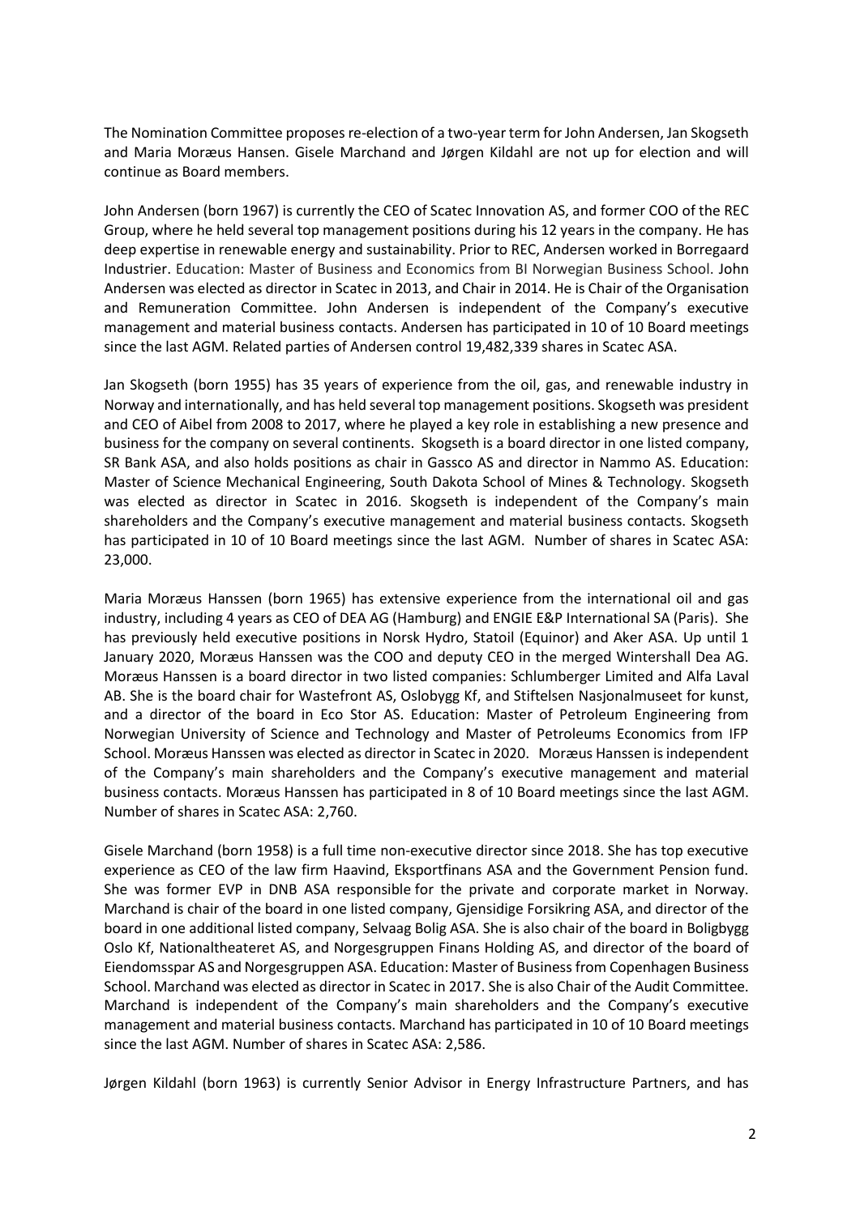The Nomination Committee proposes re-election of a two-year term for John Andersen, Jan Skogseth and Maria Moræus Hansen. Gisele Marchand and Jørgen Kildahl are not up for election and will continue as Board members.

John Andersen (born 1967) is currently the CEO of Scatec Innovation AS, and former COO of the REC Group, where he held several top management positions during his 12 years in the company. He has deep expertise in renewable energy and sustainability. Prior to REC, Andersen worked in Borregaard Industrier. Education: Master of Business and Economics from BI Norwegian Business School. John Andersen was elected as director in Scatec in 2013, and Chair in 2014. He is Chair of the Organisation and Remuneration Committee. John Andersen is independent of the Company's executive management and material business contacts. Andersen has participated in 10 of 10 Board meetings since the last AGM. Related parties of Andersen control 19,482,339 shares in Scatec ASA.

Jan Skogseth (born 1955) has 35 years of experience from the oil, gas, and renewable industry in Norway and internationally, and has held several top management positions. Skogseth was president and CEO of Aibel from 2008 to 2017, where he played a key role in establishing a new presence and business for the company on several continents. Skogseth is a board director in one listed company, SR Bank ASA, and also holds positions as chair in Gassco AS and director in Nammo AS. Education: Master of Science Mechanical Engineering, South Dakota School of Mines & Technology. Skogseth was elected as director in Scatec in 2016. Skogseth is independent of the Company's main shareholders and the Company's executive management and material business contacts. Skogseth has participated in 10 of 10 Board meetings since the last AGM. Number of shares in Scatec ASA: 23,000.

Maria Moræus Hanssen (born 1965) has extensive experience from the international oil and gas industry, including 4 years as CEO of DEA AG (Hamburg) and ENGIE E&P International SA (Paris). She has previously held executive positions in Norsk Hydro, Statoil (Equinor) and Aker ASA. Up until 1 January 2020, Moræus Hanssen was the COO and deputy CEO in the merged Wintershall Dea AG. Moræus Hanssen is a board director in two listed companies: Schlumberger Limited and Alfa Laval AB. She is the board chair for Wastefront AS, Oslobygg Kf, and Stiftelsen Nasjonalmuseet for kunst, and a director of the board in Eco Stor AS. Education: Master of Petroleum Engineering from Norwegian University of Science and Technology and Master of Petroleums Economics from IFP School. Moræus Hanssen was elected as director in Scatec in 2020. Moræus Hanssen is independent of the Company's main shareholders and the Company's executive management and material business contacts. Moræus Hanssen has participated in 8 of 10 Board meetings since the last AGM. Number of shares in Scatec ASA: 2,760.

Gisele Marchand (born 1958) is a full time non-executive director since 2018. She has top executive experience as CEO of the law firm Haavind, Eksportfinans ASA and the Government Pension fund. She was former EVP in DNB ASA responsible for the private and corporate market in Norway. Marchand is chair of the board in one listed company, Gjensidige Forsikring ASA, and director of the board in one additional listed company, Selvaag Bolig ASA. She is also chair of the board in Boligbygg Oslo Kf, Nationaltheateret AS, and Norgesgruppen Finans Holding AS, and director of the board of Eiendomsspar AS and Norgesgruppen ASA. Education: Master of Business from Copenhagen Business School. Marchand was elected as director in Scatec in 2017. She is also Chair of the Audit Committee. Marchand is independent of the Company's main shareholders and the Company's executive management and material business contacts. Marchand has participated in 10 of 10 Board meetings since the last AGM. Number of shares in Scatec ASA: 2,586.

Jørgen Kildahl (born 1963) is currently Senior Advisor in Energy Infrastructure Partners, and has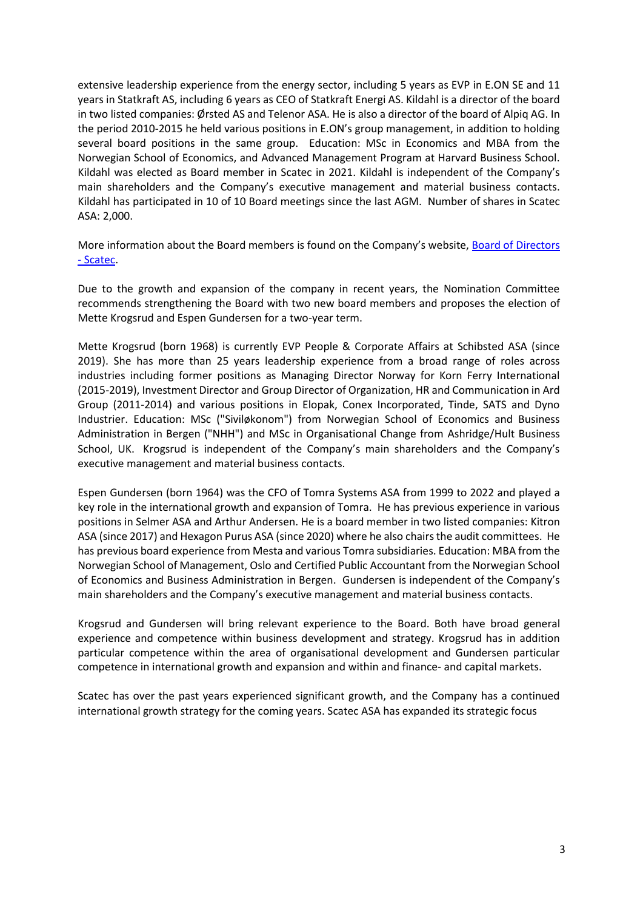extensive leadership experience from the energy sector, including 5 years as EVP in E.ON SE and 11 years in Statkraft AS, including 6 years as CEO of Statkraft Energi AS. Kildahl is a director of the board in two listed companies: Ørsted AS and Telenor ASA. He is also a director of the board of Alpiq AG. In the period 2010-2015 he held various positions in E.ON's group management, in addition to holding several board positions in the same group. Education: MSc in Economics and MBA from the Norwegian School of Economics, and Advanced Management Program at Harvard Business School. Kildahl was elected as Board member in Scatec in 2021. Kildahl is independent of the Company's main shareholders and the Company's executive management and material business contacts. Kildahl has participated in 10 of 10 Board meetings since the last AGM. Number of shares in Scatec ASA: 2,000.

More information about the Board members is found on the Company's website, [Board of Directors - Scatec](#).

Due to the growth and expansion of the company in recent years, the Nomination Committee recommends strengthening the Board with two new board members and proposes the election of Mette Krogsrud and Espen Gundersen for a two-year term.

Mette Krogsrud (born 1968) is currently EVP People & Corporate Affairs at Schibsted ASA (since 2019). She has more than 25 years leadership experience from a broad range of roles across industries including former positions as Managing Director Norway for Korn Ferry International (2015-2019), Investment Director and Group Director of Organization, HR and Communication in Ard Group (2011-2014) and various positions in Elopak, Conex Incorporated, Tinde, SATS and Dyno Industrier. Education: MSc ("Siviløkonom") from Norwegian School of Economics and Business Administration in Bergen ("NHH") and MSc in Organisational Change from Ashridge/Hult Business School, UK. Krogsrud is independent of the Company's main shareholders and the Company's executive management and material business contacts.

Espen Gundersen (born 1964) was the CFO of Tomra Systems ASA from 1999 to 2022 and played a key role in the international growth and expansion of Tomra. He has previous experience in various positions in Selmer ASA and Arthur Andersen. He is a board member in two listed companies: Kitron ASA (since 2017) and Hexagon Purus ASA (since 2020) where he also chairs the audit committees. He has previous board experience from Mesta and various Tomra subsidiaries. Education: MBA from the Norwegian School of Management, Oslo and Certified Public Accountant from the Norwegian School of Economics and Business Administration in Bergen. Gundersen is independent of the Company's main shareholders and the Company's executive management and material business contacts.

Krogsrud and Gundersen will bring relevant experience to the Board. Both have broad general experience and competence within business development and strategy. Krogsrud has in addition particular competence within the area of organisational development and Gundersen particular competence in international growth and expansion and within and finance- and capital markets.

Scatec has over the past years experienced significant growth, and the Company has a continued international growth strategy for the coming years. Scatec ASA has expanded its strategic focus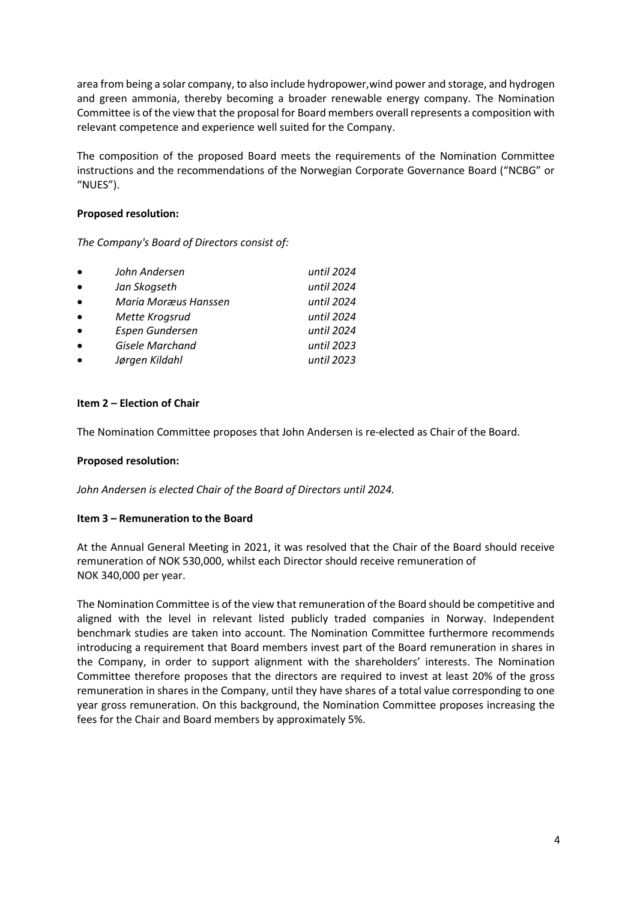area from being a solar company, to also include hydropower,wind power and storage, and hydrogen and green ammonia, thereby becoming a broader renewable energy company. The Nomination Committee is of the view that the proposal for Board members overall represents a composition with relevant competence and experience well suited for the Company.

The composition of the proposed Board meets the requirements of the Nomination Committee instructions and the recommendations of the Norwegian Corporate Governance Board ("NCBG" or "NUES").

**Proposed resolution:**

*The Company's Board of Directors consist of:*

- *John Andersen* *until 2024*
- *Jan Skogseth* *until 2024*
- *Maria Moræus Hanssen* *until 2024*
- *Mette Krogsrud* *until 2024*
- *Espen Gundersen* *until 2024*
- *Gisele Marchand* *until 2023*
- *Jørgen Kildahl* *until 2023*

**Item 2 – Election of Chair**

The Nomination Committee proposes that John Andersen is re-elected as Chair of the Board.

**Proposed resolution:**

*John Andersen is elected Chair of the Board of Directors until 2024.*

**Item 3 – Remuneration to the Board**

At the Annual General Meeting in 2021, it was resolved that the Chair of the Board should receive remuneration of NOK 530,000, whilst each Director should receive remuneration of NOK 340,000 per year.

The Nomination Committee is of the view that remuneration of the Board should be competitive and aligned with the level in relevant listed publicly traded companies in Norway. Independent benchmark studies are taken into account. The Nomination Committee furthermore recommends introducing a requirement that Board members invest part of the Board remuneration in shares in the Company, in order to support alignment with the shareholders' interests. The Nomination Committee therefore proposes that the directors are required to invest at least 20% of the gross remuneration in shares in the Company, until they have shares of a total value corresponding to one year gross remuneration. On this background, the Nomination Committee proposes increasing the fees for the Chair and Board members by approximately 5%.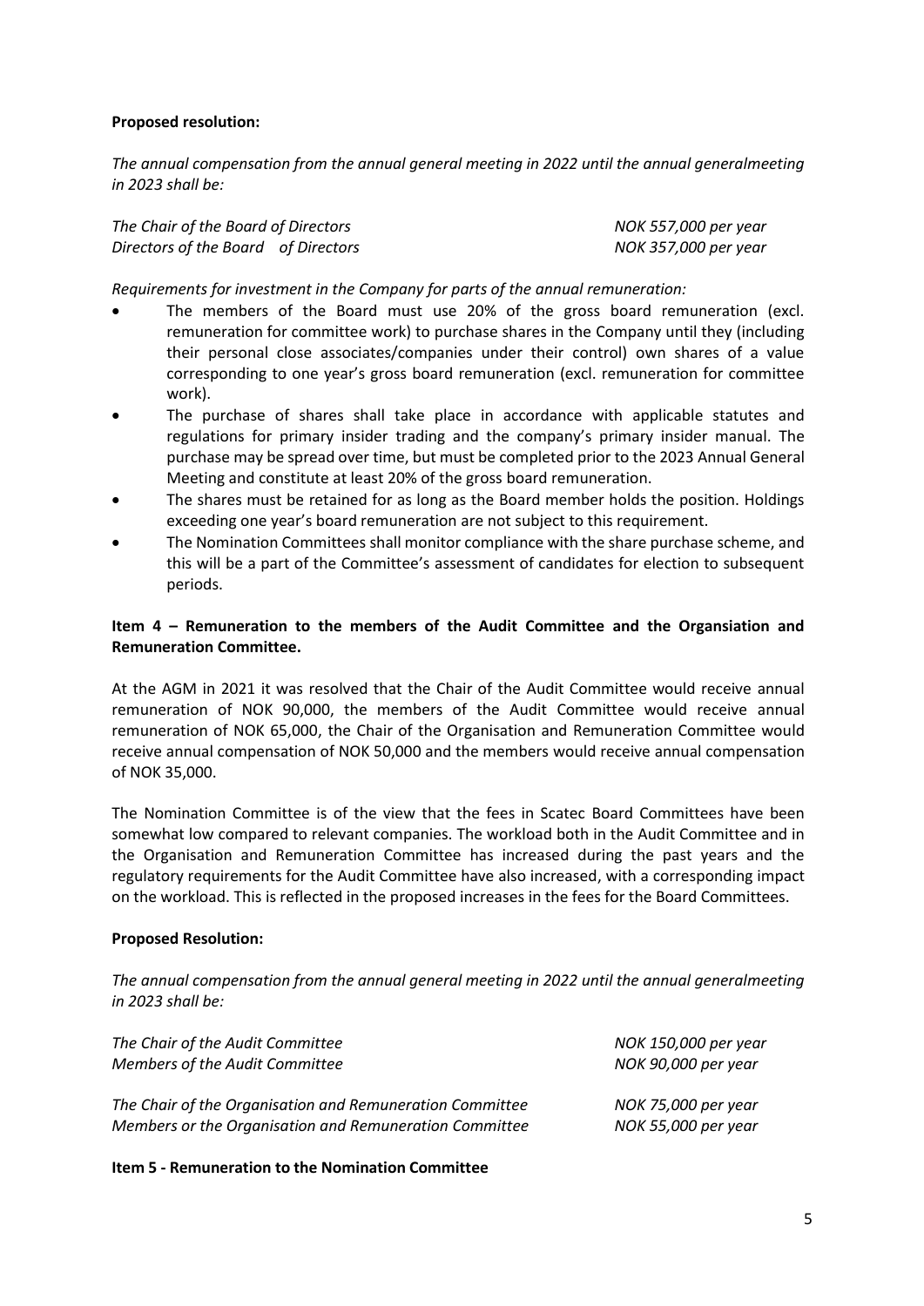**Proposed resolution:**

*The annual compensation from the annual general meeting in 2022 until the annual generalmeeting in 2023 shall be:*

| | |
|---|---|
| *The Chair of the Board of Directors* | *NOK 557,000 per year* |
| *Directors of the Board of Directors* | *NOK 357,000 per year* |

*Requirements for investment in the Company for parts of the annual remuneration:*

- The members of the Board must use 20% of the gross board remuneration (excl. remuneration for committee work) to purchase shares in the Company until they (including their personal close associates/companies under their control) own shares of a value corresponding to one year's gross board remuneration (excl. remuneration for committee work).
- The purchase of shares shall take place in accordance with applicable statutes and regulations for primary insider trading and the company's primary insider manual. The purchase may be spread over time, but must be completed prior to the 2023 Annual General Meeting and constitute at least 20% of the gross board remuneration.
- The shares must be retained for as long as the Board member holds the position. Holdings exceeding one year's board remuneration are not subject to this requirement.
- The Nomination Committees shall monitor compliance with the share purchase scheme, and this will be a part of the Committee's assessment of candidates for election to subsequent periods.

**Item 4 – Remuneration to the members of the Audit Committee and the Organsiation and Remuneration Committee.**

At the AGM in 2021 it was resolved that the Chair of the Audit Committee would receive annual remuneration of NOK 90,000, the members of the Audit Committee would receive annual remuneration of NOK 65,000, the Chair of the Organisation and Remuneration Committee would receive annual compensation of NOK 50,000 and the members would receive annual compensation of NOK 35,000.

The Nomination Committee is of the view that the fees in Scatec Board Committees have been somewhat low compared to relevant companies. The workload both in the Audit Committee and in the Organisation and Remuneration Committee has increased during the past years and the regulatory requirements for the Audit Committee have also increased, with a corresponding impact on the workload. This is reflected in the proposed increases in the fees for the Board Committees.

**Proposed Resolution:**

*The annual compensation from the annual general meeting in 2022 until the annual generalmeeting in 2023 shall be:*

| | |
|---|---|
| *The Chair of the Audit Committee* | *NOK 150,000 per year* |
| *Members of the Audit Committee* | *NOK 90,000 per year* |
| *The Chair of the Organisation and Remuneration Committee* | *NOK 75,000 per year* |
| *Members or the Organisation and Remuneration Committee* | *NOK 55,000 per year* |

**Item 5 - Remuneration to the Nomination Committee**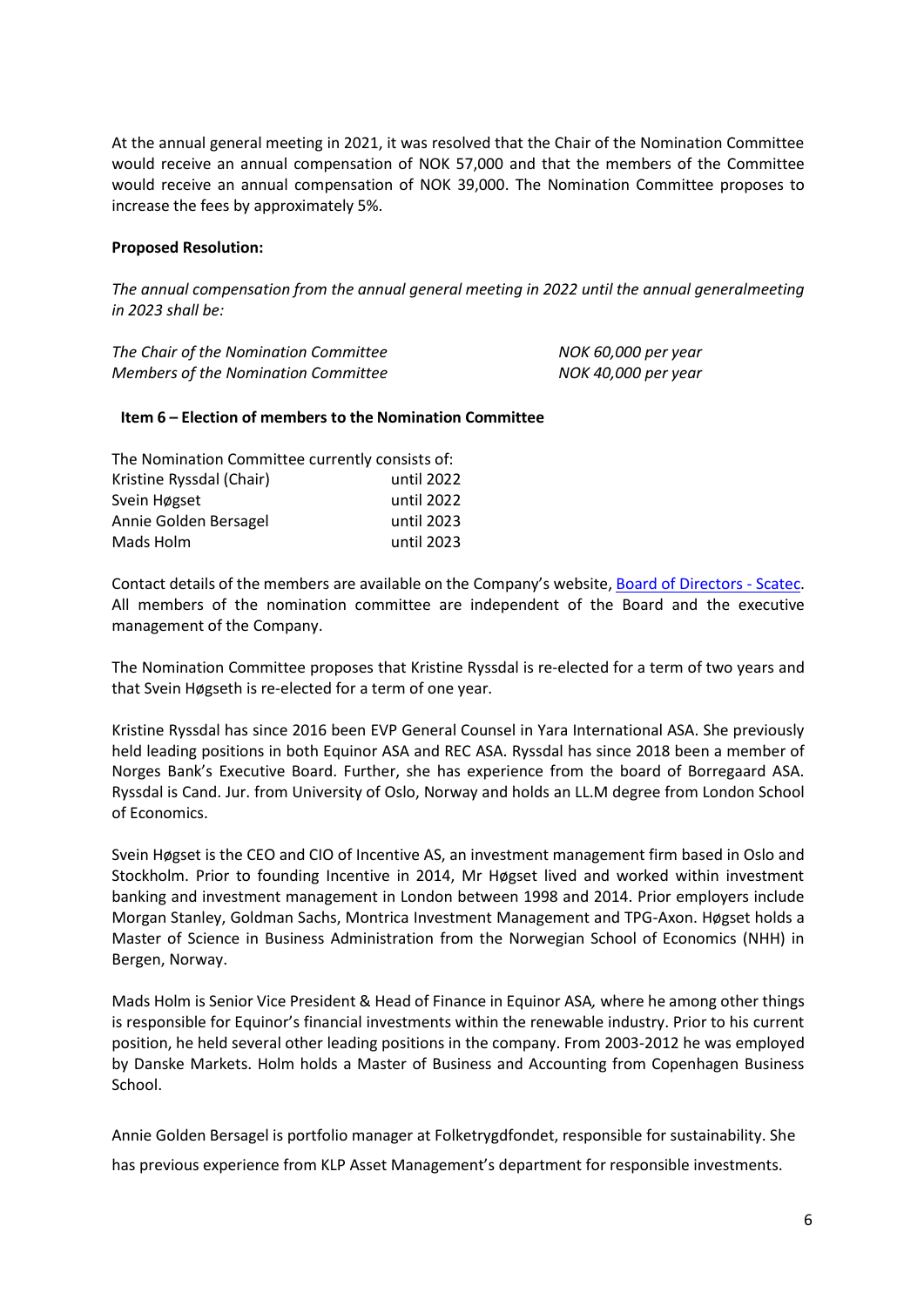At the annual general meeting in 2021, it was resolved that the Chair of the Nomination Committee would receive an annual compensation of NOK 57,000 and that the members of the Committee would receive an annual compensation of NOK 39,000. The Nomination Committee proposes to increase the fees by approximately 5%.

**Proposed Resolution:**

*The annual compensation from the annual general meeting in 2022 until the annual generalmeeting in 2023 shall be:*

| | |
|---|---|
| *The Chair of the Nomination Committee* | *NOK 60,000 per year* |
| *Members of the Nomination Committee* | *NOK 40,000 per year* |

**Item 6 – Election of members to the Nomination Committee**

The Nomination Committee currently consists of:

| | |
|---|---|
| Kristine Ryssdal (Chair) | until 2022 |
| Svein Høgset | until 2022 |
| Annie Golden Bersagel | until 2023 |
| Mads Holm | until 2023 |

Contact details of the members are available on the Company's website, [Board of Directors - Scatec](). All members of the nomination committee are independent of the Board and the executive management of the Company.

The Nomination Committee proposes that Kristine Ryssdal is re-elected for a term of two years and that Svein Høgseth is re-elected for a term of one year.

Kristine Ryssdal has since 2016 been EVP General Counsel in Yara International ASA. She previously held leading positions in both Equinor ASA and REC ASA. Ryssdal has since 2018 been a member of Norges Bank's Executive Board. Further, she has experience from the board of Borregaard ASA. Ryssdal is Cand. Jur. from University of Oslo, Norway and holds an LL.M degree from London School of Economics.

Svein Høgset is the CEO and CIO of Incentive AS, an investment management firm based in Oslo and Stockholm. Prior to founding Incentive in 2014, Mr Høgset lived and worked within investment banking and investment management in London between 1998 and 2014. Prior employers include Morgan Stanley, Goldman Sachs, Montrica Investment Management and TPG-Axon. Høgset holds a Master of Science in Business Administration from the Norwegian School of Economics (NHH) in Bergen, Norway.

Mads Holm is Senior Vice President & Head of Finance in Equinor ASA*,* where he among other things is responsible for Equinor's financial investments within the renewable industry. Prior to his current position, he held several other leading positions in the company. From 2003-2012 he was employed by Danske Markets. Holm holds a Master of Business and Accounting from Copenhagen Business School.

Annie Golden Bersagel is portfolio manager at Folketrygdfondet, responsible for sustainability. She has previous experience from KLP Asset Management's department for responsible investments.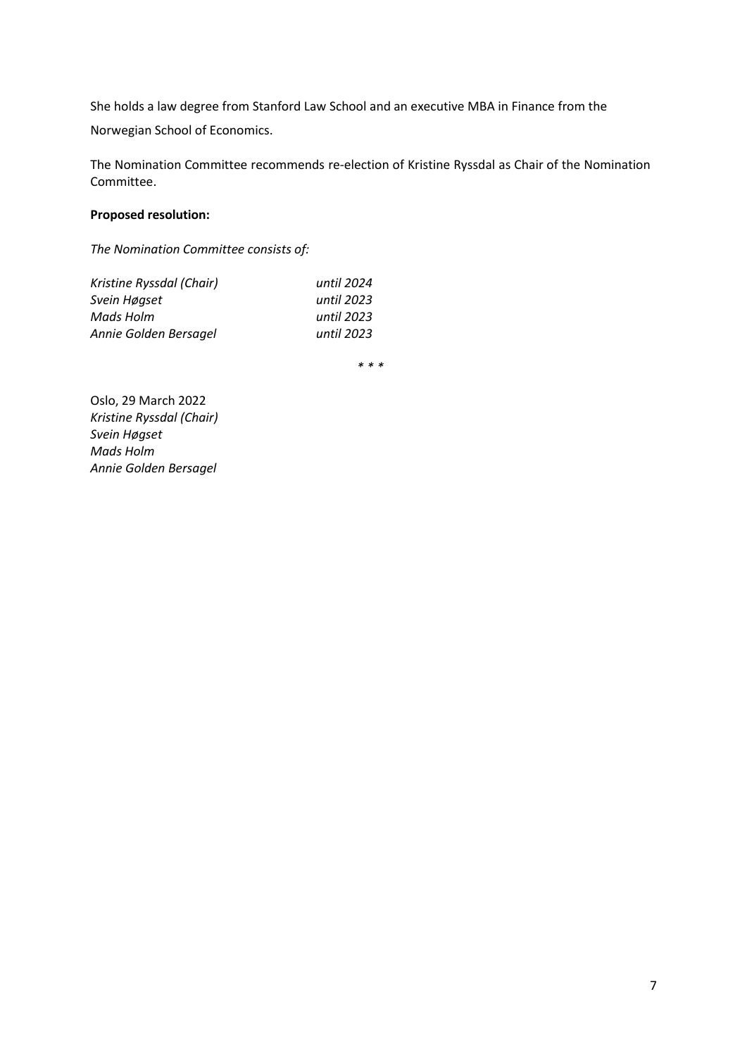She holds a law degree from Stanford Law School and an executive MBA in Finance from the Norwegian School of Economics.

The Nomination Committee recommends re-election of Kristine Ryssdal as Chair of the Nomination Committee.

**Proposed resolution:**

*The Nomination Committee consists of:*

| | |
|---|---|
| *Kristine Ryssdal (Chair)* | *until 2024* |
| *Svein Høgset* | *until 2023* |
| *Mads Holm* | *until 2023* |
| *Annie Golden Bersagel* | *until 2023* |

*\* \* \**

Oslo, 29 March 2022
*Kristine Ryssdal (Chair)*
*Svein Høgset*
*Mads Holm*
*Annie Golden Bersagel*